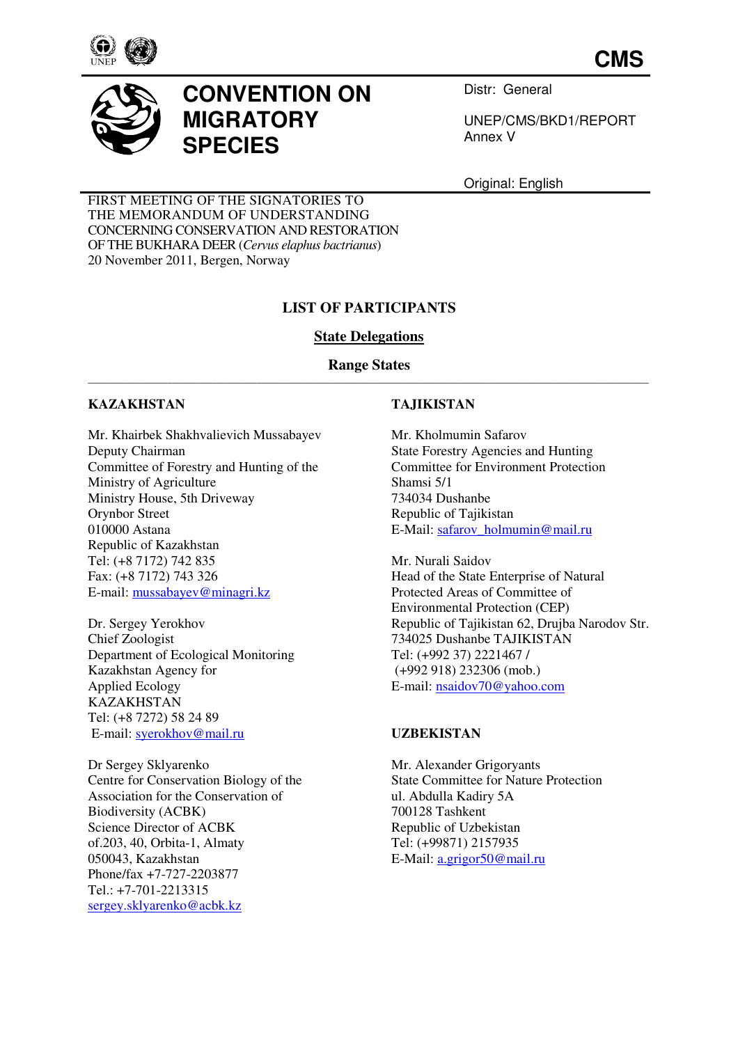CMS

# CONVENTION ON MIGRATORY SPECIES

Distr: General

UNEP/CMS/BKD1/REPORT
Annex V

Original: English

FIRST MEETING OF THE SIGNATORIES TO
THE MEMORANDUM OF UNDERSTANDING
CONCERNING CONSERVATION AND RESTORATION
OF THE BUKHARA DEER (*Cervus elaphus bactrianus*)
20 November 2011, Bergen, Norway

## LIST OF PARTICIPANTS

### State Delegations

### Range States

**KAZAKHSTAN**

Mr. Khairbek Shakhvalievich Mussabayev
Deputy Chairman
Committee of Forestry and Hunting of the Ministry of Agriculture
Ministry House, 5th Driveway
Orynbor Street
010000 Astana
Republic of Kazakhstan
Tel: (+8 7172) 742 835
Fax: (+8 7172) 743 326
E-mail: mussabayev@minagri.kz

Dr. Sergey Yerokhov
Chief Zoologist
Department of Ecological Monitoring
Kazakhstan Agency for Applied Ecology
KAZAKHSTAN
Tel: (+8 7272) 58 24 89
E-mail: syerokhov@mail.ru

Dr Sergey Sklyarenko
Centre for Conservation Biology of the Association for the Conservation of Biodiversity (ACBK)
Science Director of ACBK
of.203, 40, Orbita-1, Almaty
050043, Kazakhstan
Phone/fax +7-727-2203877
Tel.: +7-701-2213315
sergey.sklyarenko@acbk.kz

**TAJIKISTAN**

Mr. Kholmumin Safarov
State Forestry Agencies and Hunting
Committee for Environment Protection
Shamsi 5/1
734034 Dushanbe
Republic of Tajikistan
E-Mail: safarov_holmumin@mail.ru

Mr. Nurali Saidov
Head of the State Enterprise of Natural Protected Areas of Committee of Environmental Protection (CEP)
Republic of Tajikistan 62, Drujba Narodov Str.
734025 Dushanbe TAJIKISTAN
Tel: (+992 37) 2221467 /
(+992 918) 232306 (mob.)
E-mail: nsaidov70@yahoo.com

**UZBEKISTAN**

Mr. Alexander Grigoryants
State Committee for Nature Protection
ul. Abdulla Kadiry 5A
700128 Tashkent
Republic of Uzbekistan
Tel: (+99871) 2157935
E-Mail: a.grigor50@mail.ru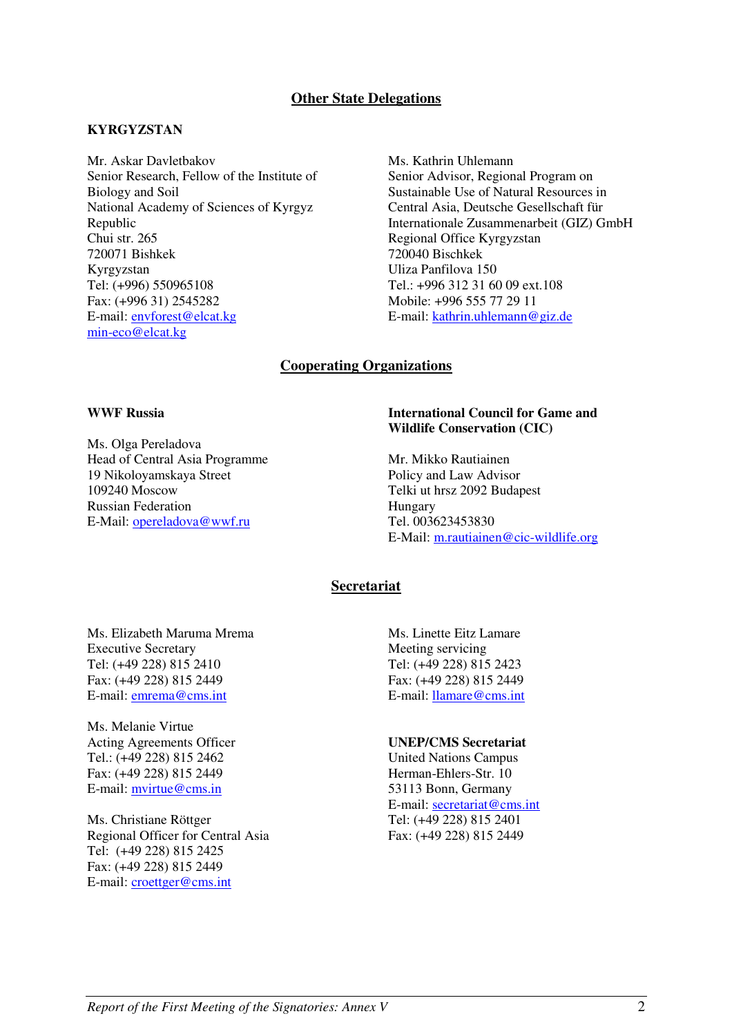## Other State Delegations

### KYRGYZSTAN

Mr. Askar Davletbakov
Senior Research, Fellow of the Institute of Biology and Soil
National Academy of Sciences of Kyrgyz Republic
Chui str. 265
720071 Bishkek
Kyrgyzstan
Tel: (+996) 550965108
Fax: (+996 31) 2545282
E-mail: envforest@elcat.kg
min-eco@elcat.kg

Ms. Kathrin Uhlemann
Senior Advisor, Regional Program on Sustainable Use of Natural Resources in Central Asia, Deutsche Gesellschaft für Internationale Zusammenarbeit (GIZ) GmbH
Regional Office Kyrgyzstan
720040 Bischkek
Uliza Panfilova 150
Tel.: +996 312 31 60 09 ext.108
Mobile: +996 555 77 29 11
E-mail: kathrin.uhlemann@giz.de

## Cooperating Organizations

### WWF Russia

Ms. Olga Pereladova
Head of Central Asia Programme
19 Nikoloyamskaya Street
109240 Moscow
Russian Federation
E-Mail: opereladova@wwf.ru

### International Council for Game and Wildlife Conservation (CIC)

Mr. Mikko Rautiainen
Policy and Law Advisor
Telki ut hrsz 2092 Budapest
Hungary
Tel. 003623453830
E-Mail: m.rautiainen@cic-wildlife.org

## Secretariat

Ms. Elizabeth Maruma Mrema
Executive Secretary
Tel: (+49 228) 815 2410
Fax: (+49 228) 815 2449
E-mail: emrema@cms.int

Ms. Melanie Virtue
Acting Agreements Officer
Tel.: (+49 228) 815 2462
Fax: (+49 228) 815 2449
E-mail: mvirtue@cms.in

Ms. Christiane Röttger
Regional Officer for Central Asia
Tel: (+49 228) 815 2425
Fax: (+49 228) 815 2449
E-mail: croettger@cms.int

Ms. Linette Eitz Lamare
Meeting servicing
Tel: (+49 228) 815 2423
Fax: (+49 228) 815 2449
E-mail: llamare@cms.int

**UNEP/CMS Secretariat**
United Nations Campus
Herman-Ehlers-Str. 10
53113 Bonn, Germany
E-mail: secretariat@cms.int
Tel: (+49 228) 815 2401
Fax: (+49 228) 815 2449